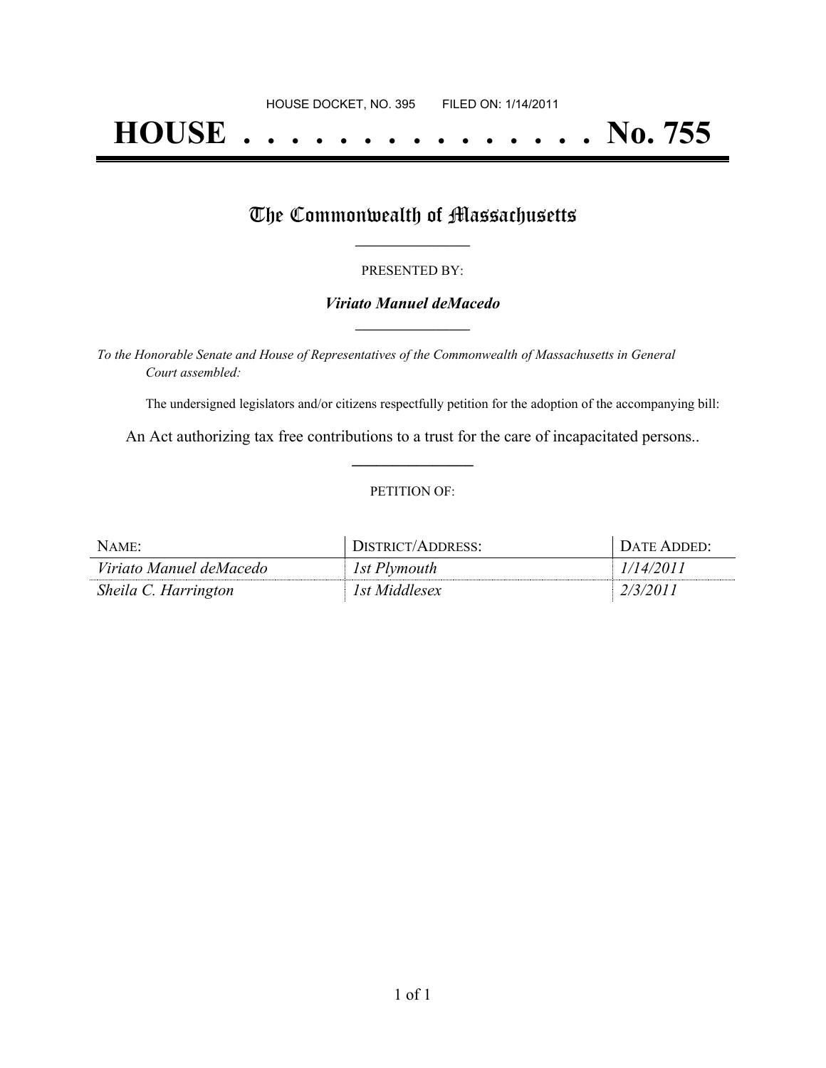HOUSE DOCKET, NO. 395        FILED ON: 1/14/2011

# HOUSE . . . . . . . . . . . . . . . No. 755

## The Commonwealth of Massachusetts

PRESENTED BY:

***Viriato Manuel deMacedo***

*To the Honorable Senate and House of Representatives of the Commonwealth of Massachusetts in General Court assembled:*

The undersigned legislators and/or citizens respectfully petition for the adoption of the accompanying bill:

An Act authorizing tax free contributions to a trust for the care of incapacitated persons..

PETITION OF:

| NAME: | DISTRICT/ADDRESS: | DATE ADDED: |
| --- | --- | --- |
| *Viriato Manuel deMacedo* | *1st Plymouth* | *1/14/2011* |
| *Sheila C. Harrington* | *1st Middlesex* | *2/3/2011* |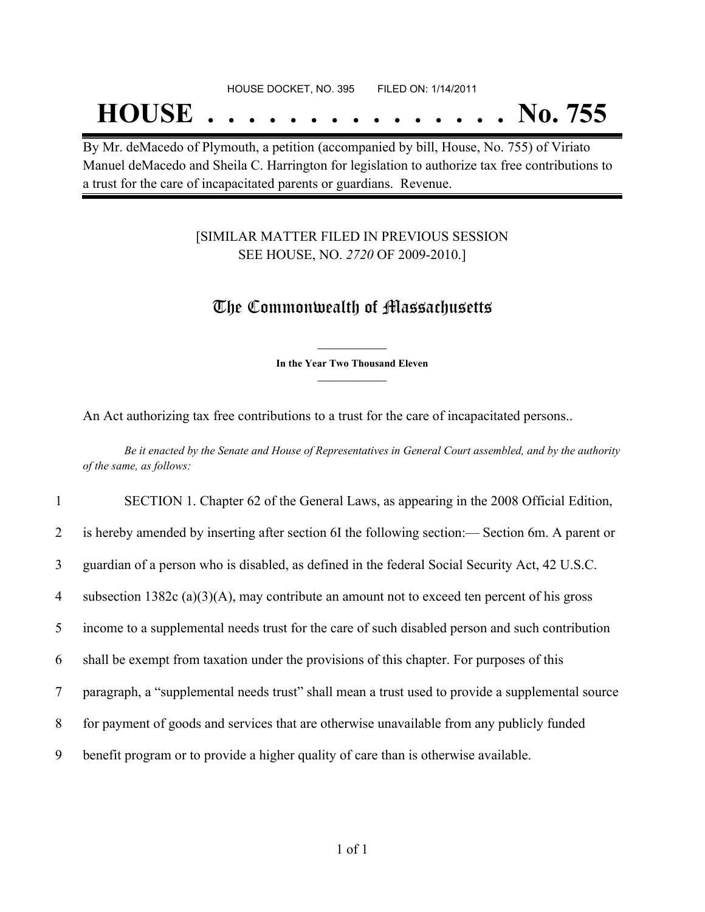HOUSE DOCKET, NO. 395        FILED ON: 1/14/2011

# HOUSE . . . . . . . . . . . . . . . No. 755

By Mr. deMacedo of Plymouth, a petition (accompanied by bill, House, No. 755) of Viriato Manuel deMacedo and Sheila C. Harrington for legislation to authorize tax free contributions to a trust for the care of incapacitated parents or guardians. Revenue.

[SIMILAR MATTER FILED IN PREVIOUS SESSION
SEE HOUSE, NO. *2720* OF 2009-2010.]

## The Commonwealth of Massachusetts

**In the Year Two Thousand Eleven**

An Act authorizing tax free contributions to a trust for the care of incapacitated persons..

*Be it enacted by the Senate and House of Representatives in General Court assembled, and by the authority of the same, as follows:*

1 SECTION 1. Chapter 62 of the General Laws, as appearing in the 2008 Official Edition,
2 is hereby amended by inserting after section 6I the following section:— Section 6m. A parent or
3 guardian of a person who is disabled, as defined in the federal Social Security Act, 42 U.S.C.
4 subsection 1382c (a)(3)(A), may contribute an amount not to exceed ten percent of his gross
5 income to a supplemental needs trust for the care of such disabled person and such contribution
6 shall be exempt from taxation under the provisions of this chapter. For purposes of this
7 paragraph, a "supplemental needs trust" shall mean a trust used to provide a supplemental source
8 for payment of goods and services that are otherwise unavailable from any publicly funded
9 benefit program or to provide a higher quality of care than is otherwise available.